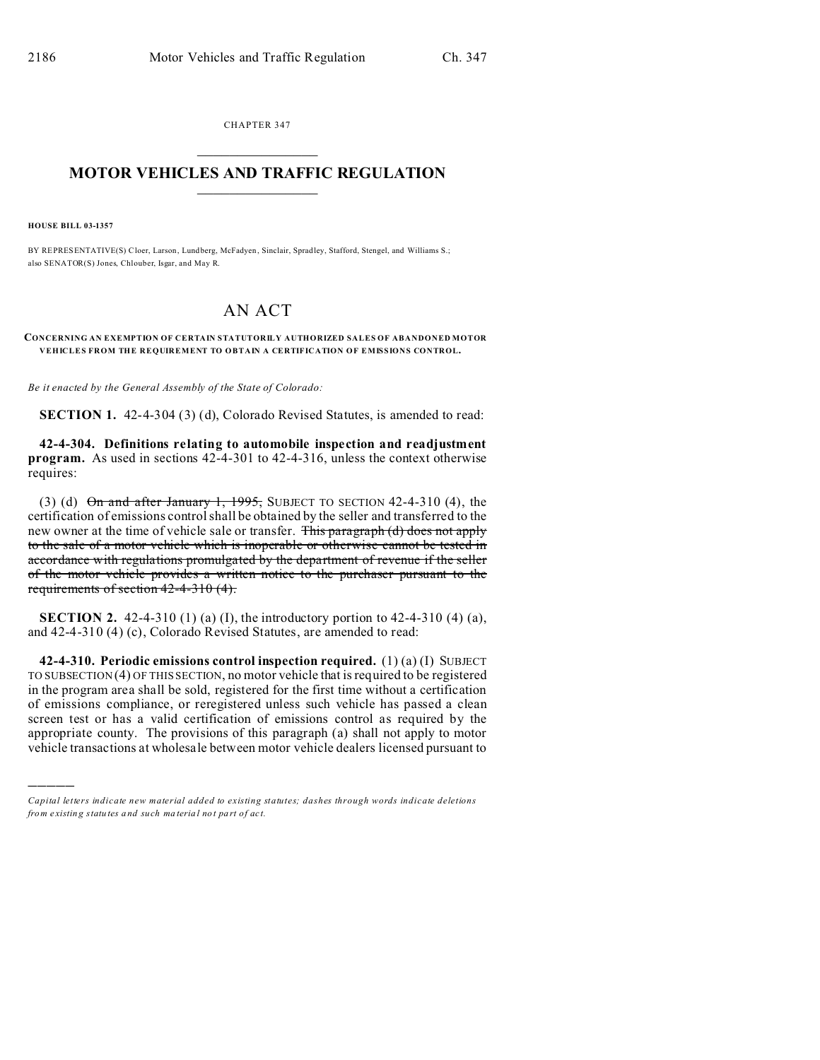CHAPTER 347

# MOTOR VEHICLES AND TRAFFIC REGULATION

**HOUSE BILL 03-1357**

BY REPRESENTATIVE(S) Cloer, Larson, Lundberg, McFadyen, Sinclair, Spradley, Stafford, Stengel, and Williams S.; also SENATOR(S) Jones, Chlouber, Isgar, and May R.

# AN ACT

**CONCERNING AN EXEMPTION OF CERTAIN STATUTORILY AUTHORIZED SALES OF ABANDONED MOTOR VEHICLES FROM THE REQUIREMENT TO OBTAIN A CERTIFICATION OF EMISSIONS CONTROL.**

*Be it enacted by the General Assembly of the State of Colorado:*

**SECTION 1.** 42-4-304 (3) (d), Colorado Revised Statutes, is amended to read:

**42-4-304. Definitions relating to automobile inspection and readjustment program.** As used in sections 42-4-301 to 42-4-316, unless the context otherwise requires:

(3) (d) ~~On and after January 1, 1995,~~ SUBJECT TO SECTION 42-4-310 (4), the certification of emissions control shall be obtained by the seller and transferred to the new owner at the time of vehicle sale or transfer. ~~This paragraph (d) does not apply to the sale of a motor vehicle which is inoperable or otherwise cannot be tested in accordance with regulations promulgated by the department of revenue if the seller of the motor vehicle provides a written notice to the purchaser pursuant to the requirements of section 42-4-310 (4).~~

**SECTION 2.** 42-4-310 (1) (a) (I), the introductory portion to 42-4-310 (4) (a), and 42-4-310 (4) (c), Colorado Revised Statutes, are amended to read:

**42-4-310. Periodic emissions control inspection required.** (1) (a) (I) SUBJECT TO SUBSECTION (4) OF THIS SECTION, no motor vehicle that is required to be registered in the program area shall be sold, registered for the first time without a certification of emissions compliance, or reregistered unless such vehicle has passed a clean screen test or has a valid certification of emissions control as required by the appropriate county. The provisions of this paragraph (a) shall not apply to motor vehicle transactions at wholesale between motor vehicle dealers licensed pursuant to

---

*Capital letters indicate new material added to existing statutes; dashes through words indicate deletions from existing statutes and such material not part of act.*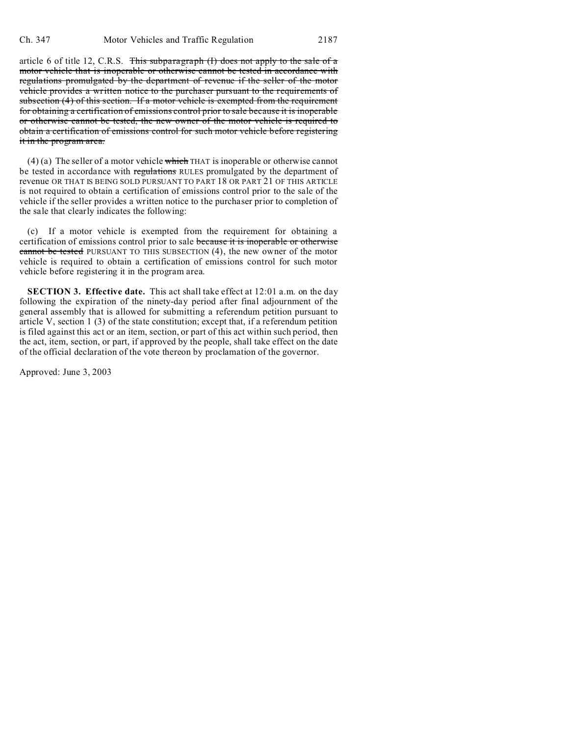article 6 of title 12, C.R.S. ~~This subparagraph (I) does not apply to the sale of a motor vehicle that is inoperable or otherwise cannot be tested in accordance with regulations promulgated by the department of revenue if the seller of the motor vehicle provides a written notice to the purchaser pursuant to the requirements of subsection (4) of this section. If a motor vehicle is exempted from the requirement for obtaining a certification of emissions control prior to sale because it is inoperable or otherwise cannot be tested, the new owner of the motor vehicle is required to obtain a certification of emissions control for such motor vehicle before registering it in the program area.~~

(4) (a) The seller of a motor vehicle ~~which~~ THAT is inoperable or otherwise cannot be tested in accordance with ~~regulations~~ RULES promulgated by the department of revenue OR THAT IS BEING SOLD PURSUANT TO PART 18 OR PART 21 OF THIS ARTICLE is not required to obtain a certification of emissions control prior to the sale of the vehicle if the seller provides a written notice to the purchaser prior to completion of the sale that clearly indicates the following:

(c) If a motor vehicle is exempted from the requirement for obtaining a certification of emissions control prior to sale ~~because it is inoperable or otherwise cannot be tested~~ PURSUANT TO THIS SUBSECTION (4), the new owner of the motor vehicle is required to obtain a certification of emissions control for such motor vehicle before registering it in the program area.

**SECTION 3. Effective date.** This act shall take effect at 12:01 a.m. on the day following the expiration of the ninety-day period after final adjournment of the general assembly that is allowed for submitting a referendum petition pursuant to article V, section 1 (3) of the state constitution; except that, if a referendum petition is filed against this act or an item, section, or part of this act within such period, then the act, item, section, or part, if approved by the people, shall take effect on the date of the official declaration of the vote thereon by proclamation of the governor.

Approved: June 3, 2003